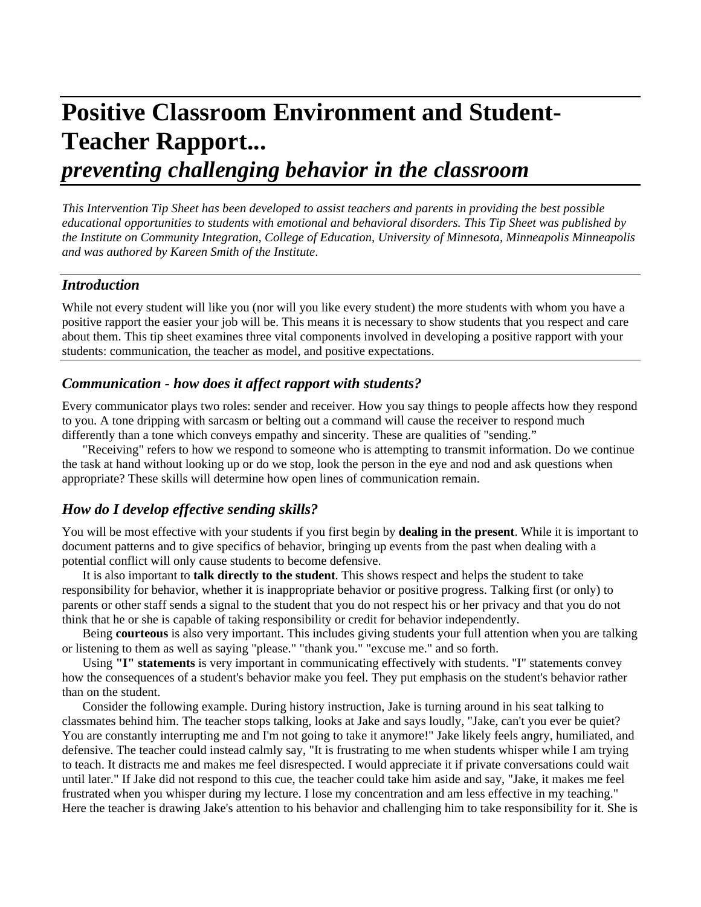# Positive Classroom Environment and Student-Teacher Rapport...
## *preventing challenging behavior in the classroom*

*This Intervention Tip Sheet has been developed to assist teachers and parents in providing the best possible educational opportunities to students with emotional and behavioral disorders. This Tip Sheet was published by the Institute on Community Integration, College of Education, University of Minnesota, Minneapolis Minneapolis and was authored by Kareen Smith of the Institute.*

### *Introduction*

While not every student will like you (nor will you like every student) the more students with whom you have a positive rapport the easier your job will be. This means it is necessary to show students that you respect and care about them. This tip sheet examines three vital components involved in developing a positive rapport with your students: communication, the teacher as model, and positive expectations.

### *Communication - how does it affect rapport with students?*

Every communicator plays two roles: sender and receiver. How you say things to people affects how they respond to you. A tone dripping with sarcasm or belting out a command will cause the receiver to respond much differently than a tone which conveys empathy and sincerity. These are qualities of "sending."

"Receiving" refers to how we respond to someone who is attempting to transmit information. Do we continue the task at hand without looking up or do we stop, look the person in the eye and nod and ask questions when appropriate? These skills will determine how open lines of communication remain.

### *How do I develop effective sending skills?*

You will be most effective with your students if you first begin by **dealing in the present**. While it is important to document patterns and to give specifics of behavior, bringing up events from the past when dealing with a potential conflict will only cause students to become defensive.

It is also important to **talk directly to the student**. This shows respect and helps the student to take responsibility for behavior, whether it is inappropriate behavior or positive progress. Talking first (or only) to parents or other staff sends a signal to the student that you do not respect his or her privacy and that you do not think that he or she is capable of taking responsibility or credit for behavior independently.

Being **courteous** is also very important. This includes giving students your full attention when you are talking or listening to them as well as saying "please." "thank you." "excuse me." and so forth.

Using **"I" statements** is very important in communicating effectively with students. "I" statements convey how the consequences of a student's behavior make you feel. They put emphasis on the student's behavior rather than on the student.

Consider the following example. During history instruction, Jake is turning around in his seat talking to classmates behind him. The teacher stops talking, looks at Jake and says loudly, "Jake, can't you ever be quiet? You are constantly interrupting me and I'm not going to take it anymore!" Jake likely feels angry, humiliated, and defensive. The teacher could instead calmly say, "It is frustrating to me when students whisper while I am trying to teach. It distracts me and makes me feel disrespected. I would appreciate it if private conversations could wait until later." If Jake did not respond to this cue, the teacher could take him aside and say, "Jake, it makes me feel frustrated when you whisper during my lecture. I lose my concentration and am less effective in my teaching." Here the teacher is drawing Jake's attention to his behavior and challenging him to take responsibility for it. She is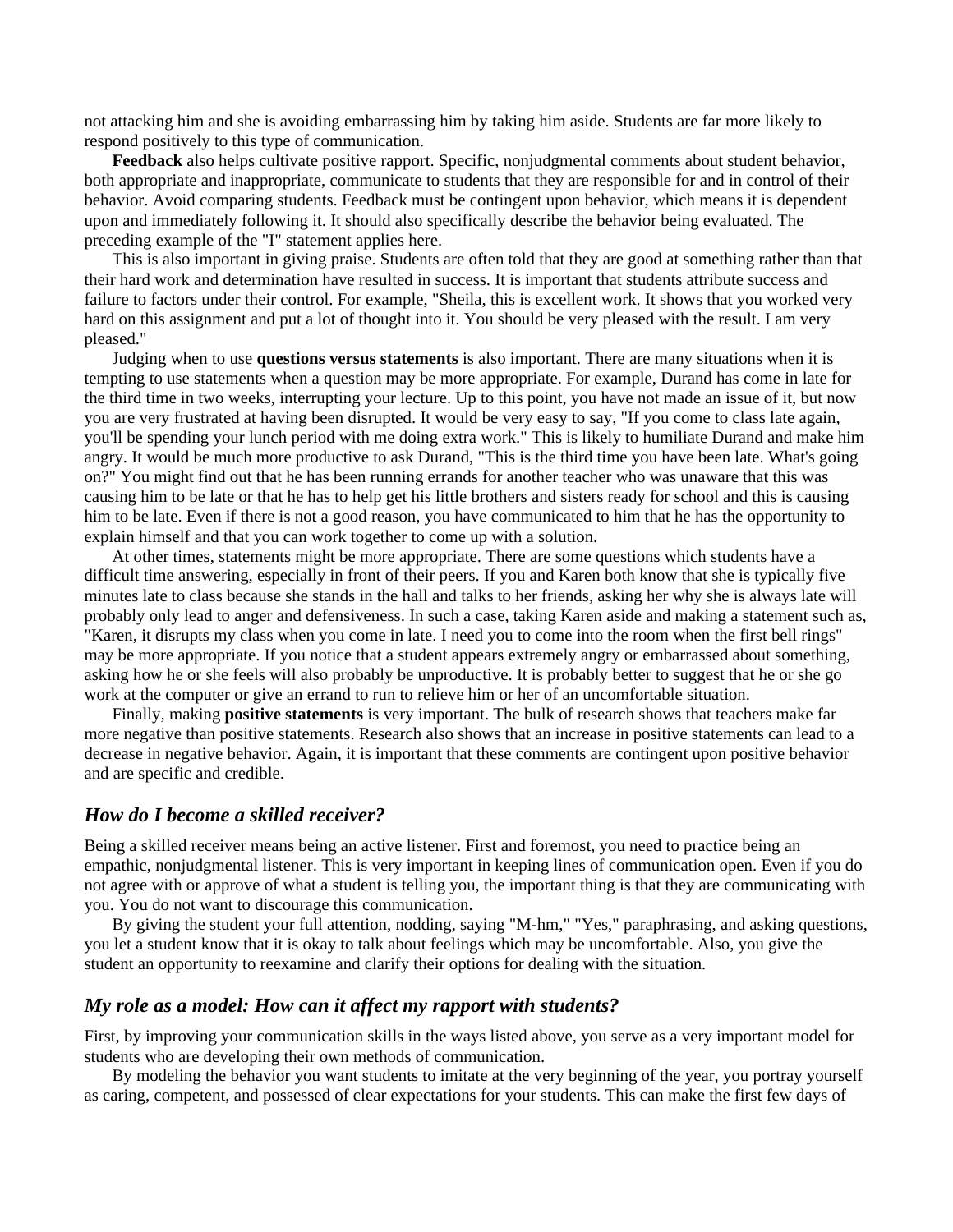not attacking him and she is avoiding embarrassing him by taking him aside. Students are far more likely to respond positively to this type of communication.

**Feedback** also helps cultivate positive rapport. Specific, nonjudgmental comments about student behavior, both appropriate and inappropriate, communicate to students that they are responsible for and in control of their behavior. Avoid comparing students. Feedback must be contingent upon behavior, which means it is dependent upon and immediately following it. It should also specifically describe the behavior being evaluated. The preceding example of the "I" statement applies here.

This is also important in giving praise. Students are often told that they are good at something rather than that their hard work and determination have resulted in success. It is important that students attribute success and failure to factors under their control. For example, "Sheila, this is excellent work. It shows that you worked very hard on this assignment and put a lot of thought into it. You should be very pleased with the result. I am very pleased."

Judging when to use **questions versus statements** is also important. There are many situations when it is tempting to use statements when a question may be more appropriate. For example, Durand has come in late for the third time in two weeks, interrupting your lecture. Up to this point, you have not made an issue of it, but now you are very frustrated at having been disrupted. It would be very easy to say, "If you come to class late again, you'll be spending your lunch period with me doing extra work." This is likely to humiliate Durand and make him angry. It would be much more productive to ask Durand, "This is the third time you have been late. What's going on?" You might find out that he has been running errands for another teacher who was unaware that this was causing him to be late or that he has to help get his little brothers and sisters ready for school and this is causing him to be late. Even if there is not a good reason, you have communicated to him that he has the opportunity to explain himself and that you can work together to come up with a solution.

At other times, statements might be more appropriate. There are some questions which students have a difficult time answering, especially in front of their peers. If you and Karen both know that she is typically five minutes late to class because she stands in the hall and talks to her friends, asking her why she is always late will probably only lead to anger and defensiveness. In such a case, taking Karen aside and making a statement such as, "Karen, it disrupts my class when you come in late. I need you to come into the room when the first bell rings" may be more appropriate. If you notice that a student appears extremely angry or embarrassed about something, asking how he or she feels will also probably be unproductive. It is probably better to suggest that he or she go work at the computer or give an errand to run to relieve him or her of an uncomfortable situation.

Finally, making **positive statements** is very important. The bulk of research shows that teachers make far more negative than positive statements. Research also shows that an increase in positive statements can lead to a decrease in negative behavior. Again, it is important that these comments are contingent upon positive behavior and are specific and credible.

### *How do I become a skilled receiver?*

Being a skilled receiver means being an active listener. First and foremost, you need to practice being an empathic, nonjudgmental listener. This is very important in keeping lines of communication open. Even if you do not agree with or approve of what a student is telling you, the important thing is that they are communicating with you. You do not want to discourage this communication.

By giving the student your full attention, nodding, saying "M-hm," "Yes," paraphrasing, and asking questions, you let a student know that it is okay to talk about feelings which may be uncomfortable. Also, you give the student an opportunity to reexamine and clarify their options for dealing with the situation.

### *My role as a model: How can it affect my rapport with students?*

First, by improving your communication skills in the ways listed above, you serve as a very important model for students who are developing their own methods of communication.

By modeling the behavior you want students to imitate at the very beginning of the year, you portray yourself as caring, competent, and possessed of clear expectations for your students. This can make the first few days of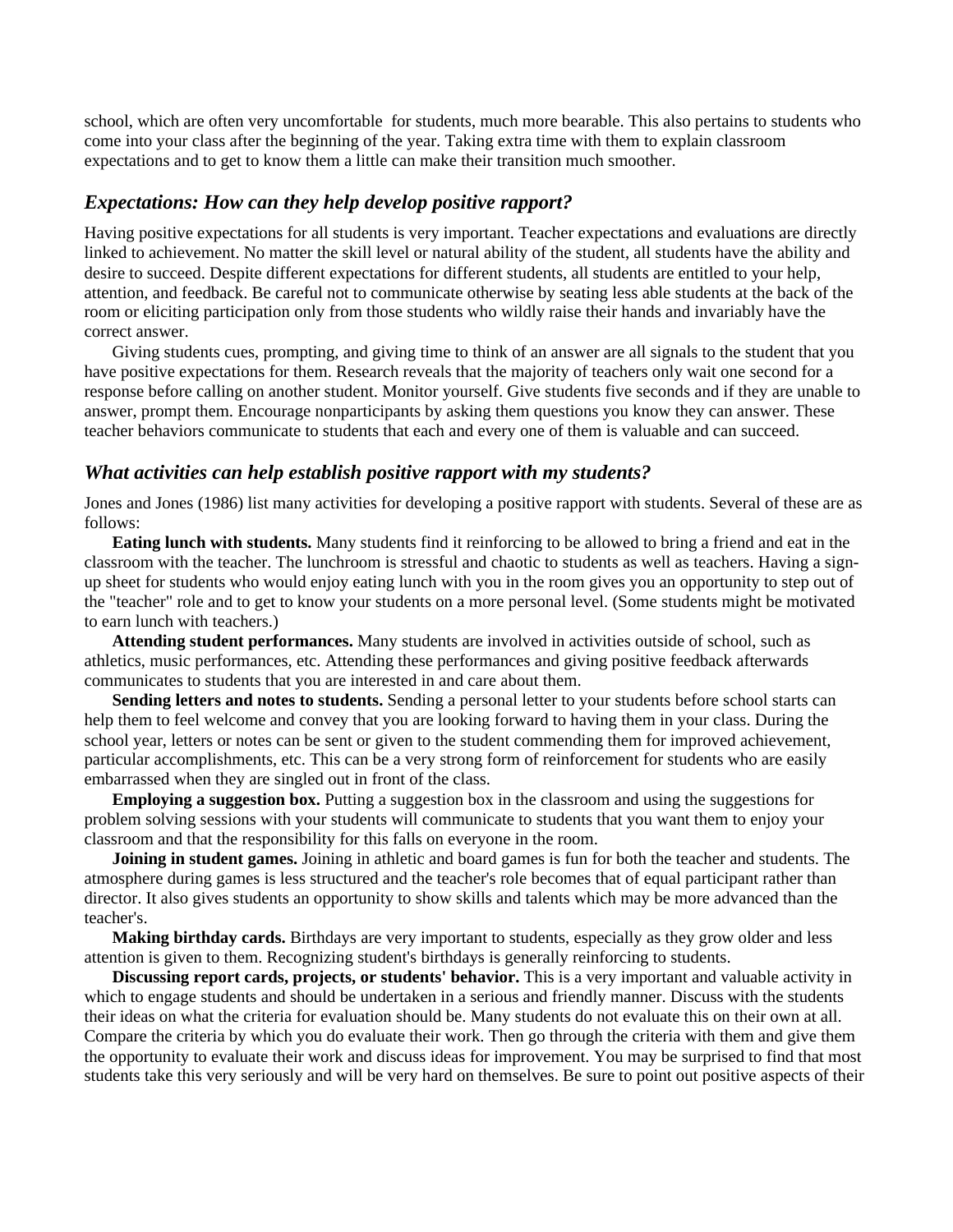school, which are often very uncomfortable for students, much more bearable. This also pertains to students who come into your class after the beginning of the year. Taking extra time with them to explain classroom expectations and to get to know them a little can make their transition much smoother.

### *Expectations: How can they help develop positive rapport?*

Having positive expectations for all students is very important. Teacher expectations and evaluations are directly linked to achievement. No matter the skill level or natural ability of the student, all students have the ability and desire to succeed. Despite different expectations for different students, all students are entitled to your help, attention, and feedback. Be careful not to communicate otherwise by seating less able students at the back of the room or eliciting participation only from those students who wildly raise their hands and invariably have the correct answer.

Giving students cues, prompting, and giving time to think of an answer are all signals to the student that you have positive expectations for them. Research reveals that the majority of teachers only wait one second for a response before calling on another student. Monitor yourself. Give students five seconds and if they are unable to answer, prompt them. Encourage nonparticipants by asking them questions you know they can answer. These teacher behaviors communicate to students that each and every one of them is valuable and can succeed.

### *What activities can help establish positive rapport with my students?*

Jones and Jones (1986) list many activities for developing a positive rapport with students. Several of these are as follows:

**Eating lunch with students.** Many students find it reinforcing to be allowed to bring a friend and eat in the classroom with the teacher. The lunchroom is stressful and chaotic to students as well as teachers. Having a sign-up sheet for students who would enjoy eating lunch with you in the room gives you an opportunity to step out of the "teacher" role and to get to know your students on a more personal level. (Some students might be motivated to earn lunch with teachers.)

**Attending student performances.** Many students are involved in activities outside of school, such as athletics, music performances, etc. Attending these performances and giving positive feedback afterwards communicates to students that you are interested in and care about them.

**Sending letters and notes to students.** Sending a personal letter to your students before school starts can help them to feel welcome and convey that you are looking forward to having them in your class. During the school year, letters or notes can be sent or given to the student commending them for improved achievement, particular accomplishments, etc. This can be a very strong form of reinforcement for students who are easily embarrassed when they are singled out in front of the class.

**Employing a suggestion box.** Putting a suggestion box in the classroom and using the suggestions for problem solving sessions with your students will communicate to students that you want them to enjoy your classroom and that the responsibility for this falls on everyone in the room.

**Joining in student games.** Joining in athletic and board games is fun for both the teacher and students. The atmosphere during games is less structured and the teacher's role becomes that of equal participant rather than director. It also gives students an opportunity to show skills and talents which may be more advanced than the teacher's.

**Making birthday cards.** Birthdays are very important to students, especially as they grow older and less attention is given to them. Recognizing student's birthdays is generally reinforcing to students.

**Discussing report cards, projects, or students' behavior.** This is a very important and valuable activity in which to engage students and should be undertaken in a serious and friendly manner. Discuss with the students their ideas on what the criteria for evaluation should be. Many students do not evaluate this on their own at all. Compare the criteria by which you do evaluate their work. Then go through the criteria with them and give them the opportunity to evaluate their work and discuss ideas for improvement. You may be surprised to find that most students take this very seriously and will be very hard on themselves. Be sure to point out positive aspects of their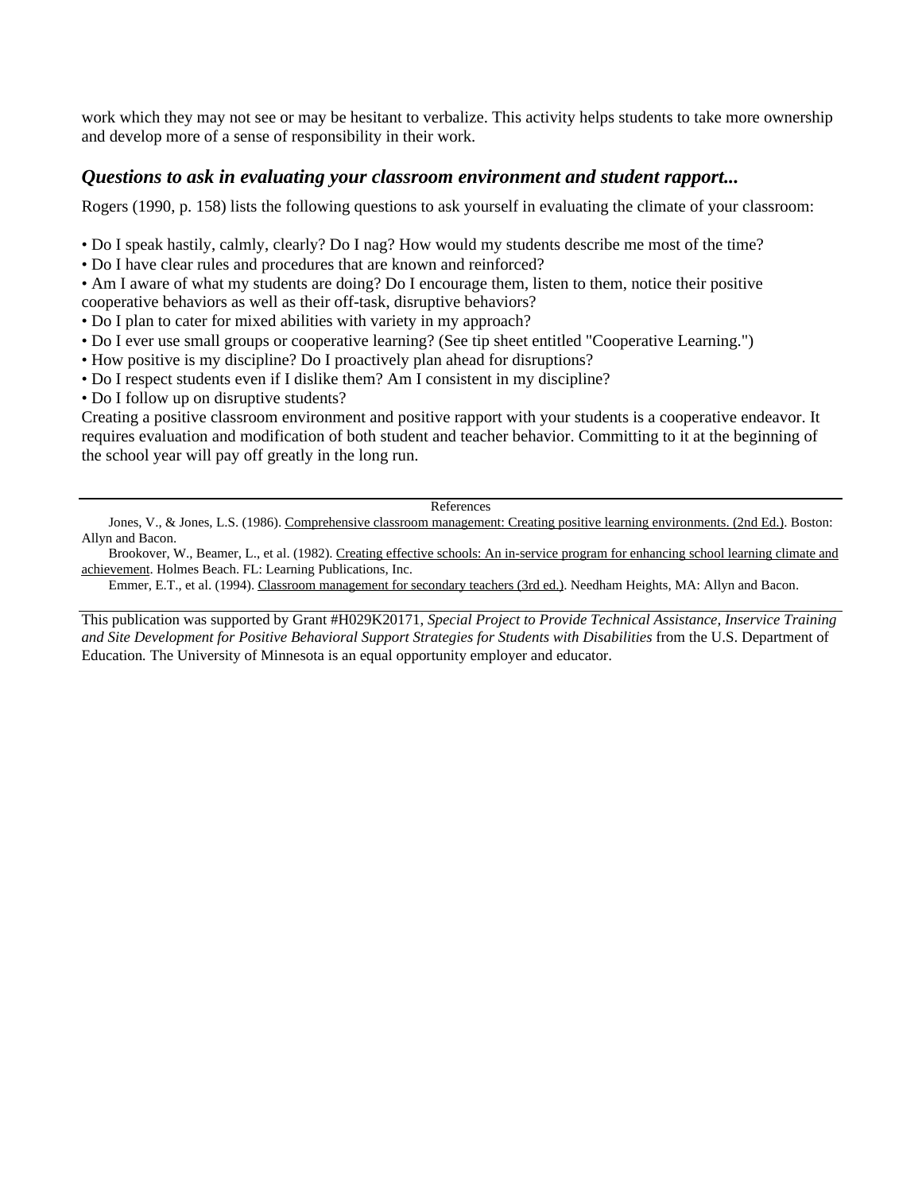work which they may not see or may be hesitant to verbalize. This activity helps students to take more ownership and develop more of a sense of responsibility in their work.

### *Questions to ask in evaluating your classroom environment and student rapport...*

Rogers (1990, p. 158) lists the following questions to ask yourself in evaluating the climate of your classroom:

- Do I speak hastily, calmly, clearly? Do I nag? How would my students describe me most of the time?
- Do I have clear rules and procedures that are known and reinforced?
- Am I aware of what my students are doing? Do I encourage them, listen to them, notice their positive cooperative behaviors as well as their off-task, disruptive behaviors?
- Do I plan to cater for mixed abilities with variety in my approach?
- Do I ever use small groups or cooperative learning? (See tip sheet entitled "Cooperative Learning.")
- How positive is my discipline? Do I proactively plan ahead for disruptions?
- Do I respect students even if I dislike them? Am I consistent in my discipline?
- Do I follow up on disruptive students?

Creating a positive classroom environment and positive rapport with your students is a cooperative endeavor. It requires evaluation and modification of both student and teacher behavior. Committing to it at the beginning of the school year will pay off greatly in the long run.

---

References

Jones, V., & Jones, L.S. (1986). Comprehensive classroom management: Creating positive learning environments. (2nd Ed.). Boston: Allyn and Bacon.

Brookover, W., Beamer, L., et al. (1982). Creating effective schools: An in-service program for enhancing school learning climate and achievement. Holmes Beach. FL: Learning Publications, Inc.

Emmer, E.T., et al. (1994). Classroom management for secondary teachers (3rd ed.). Needham Heights, MA: Allyn and Bacon.

---

This publication was supported by Grant #H029K20171, *Special Project to Provide Technical Assistance, Inservice Training and Site Development for Positive Behavioral Support Strategies for Students with Disabilities* from the U.S. Department of Education. The University of Minnesota is an equal opportunity employer and educator.